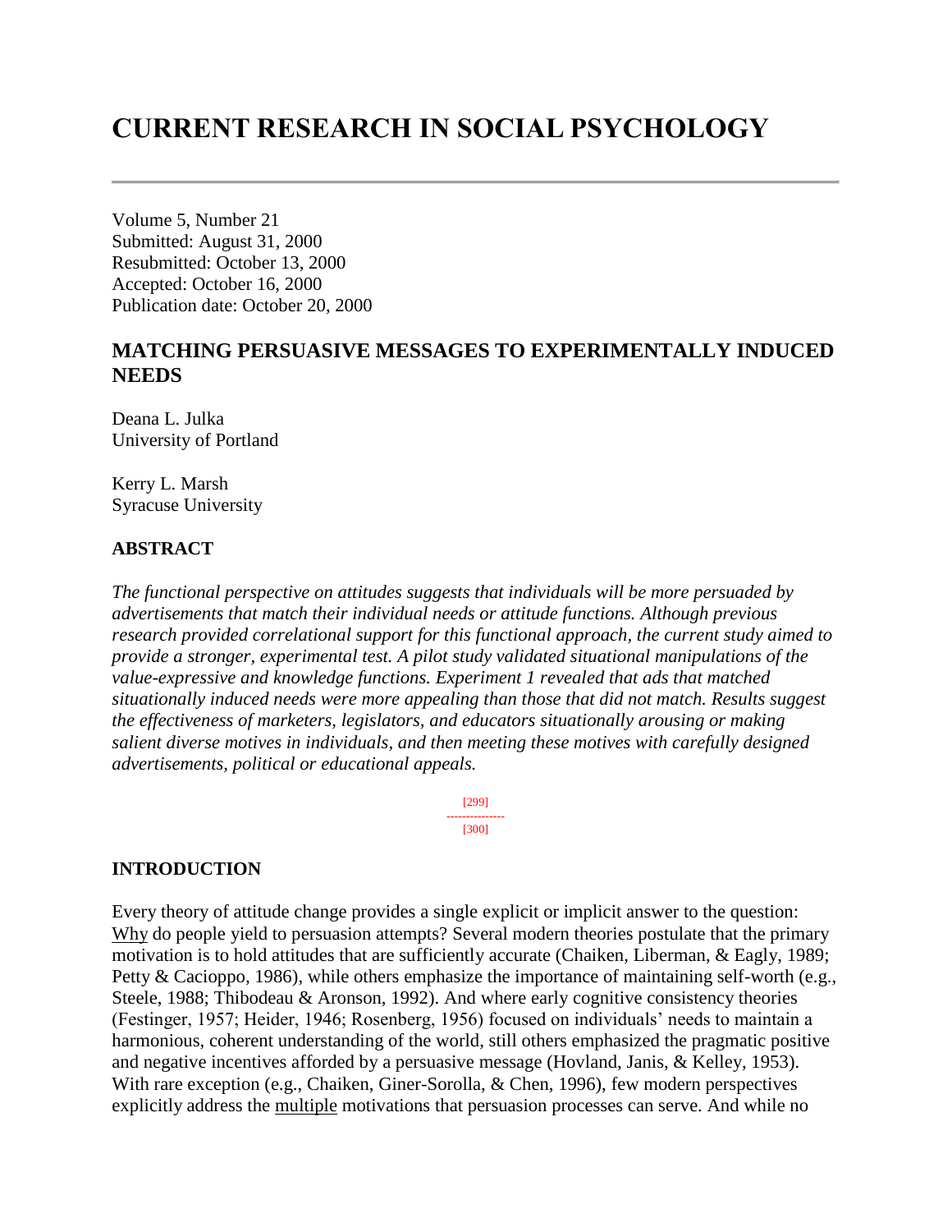# CURRENT RESEARCH IN SOCIAL PSYCHOLOGY

Volume 5, Number 21
Submitted: August 31, 2000
Resubmitted: October 13, 2000
Accepted: October 16, 2000
Publication date: October 20, 2000

## MATCHING PERSUASIVE MESSAGES TO EXPERIMENTALLY INDUCED NEEDS

Deana L. Julka
University of Portland

Kerry L. Marsh
Syracuse University

### ABSTRACT

*The functional perspective on attitudes suggests that individuals will be more persuaded by advertisements that match their individual needs or attitude functions. Although previous research provided correlational support for this functional approach, the current study aimed to provide a stronger, experimental test. A pilot study validated situational manipulations of the value-expressive and knowledge functions. Experiment 1 revealed that ads that matched situationally induced needs were more appealing than those that did not match. Results suggest the effectiveness of marketers, legislators, and educators situationally arousing or making salient diverse motives in individuals, and then meeting these motives with carefully designed advertisements, political or educational appeals.*

### INTRODUCTION

Every theory of attitude change provides a single explicit or implicit answer to the question: Why do people yield to persuasion attempts? Several modern theories postulate that the primary motivation is to hold attitudes that are sufficiently accurate (Chaiken, Liberman, & Eagly, 1989; Petty & Cacioppo, 1986), while others emphasize the importance of maintaining self-worth (e.g., Steele, 1988; Thibodeau & Aronson, 1992). And where early cognitive consistency theories (Festinger, 1957; Heider, 1946; Rosenberg, 1956) focused on individuals' needs to maintain a harmonious, coherent understanding of the world, still others emphasized the pragmatic positive and negative incentives afforded by a persuasive message (Hovland, Janis, & Kelley, 1953). With rare exception (e.g., Chaiken, Giner-Sorolla, & Chen, 1996), few modern perspectives explicitly address the multiple motivations that persuasion processes can serve. And while no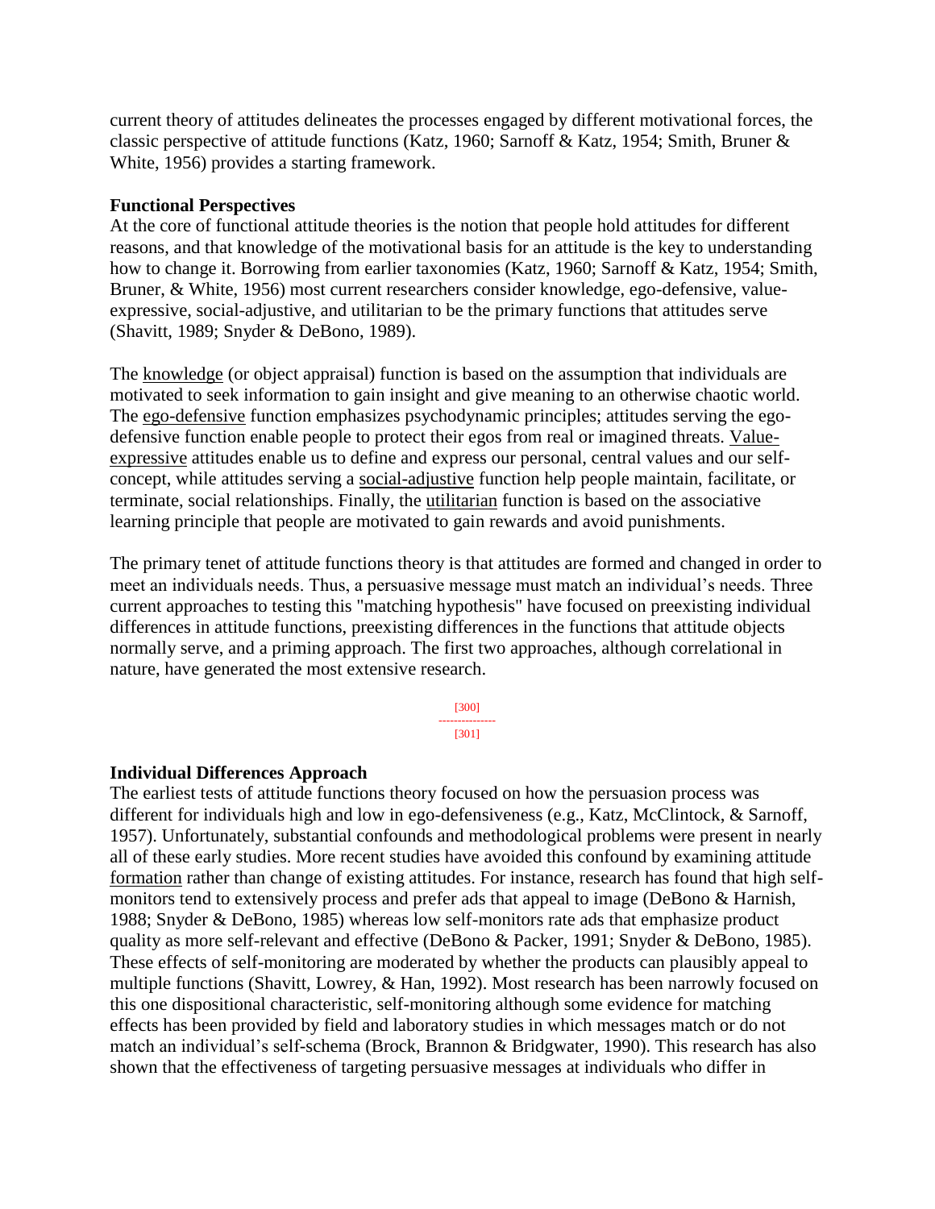current theory of attitudes delineates the processes engaged by different motivational forces, the classic perspective of attitude functions (Katz, 1960; Sarnoff & Katz, 1954; Smith, Bruner & White, 1956) provides a starting framework.

**Functional Perspectives**

At the core of functional attitude theories is the notion that people hold attitudes for different reasons, and that knowledge of the motivational basis for an attitude is the key to understanding how to change it. Borrowing from earlier taxonomies (Katz, 1960; Sarnoff & Katz, 1954; Smith, Bruner, & White, 1956) most current researchers consider knowledge, ego-defensive, value-expressive, social-adjustive, and utilitarian to be the primary functions that attitudes serve (Shavitt, 1989; Snyder & DeBono, 1989).

The knowledge (or object appraisal) function is based on the assumption that individuals are motivated to seek information to gain insight and give meaning to an otherwise chaotic world. The ego-defensive function emphasizes psychodynamic principles; attitudes serving the ego-defensive function enable people to protect their egos from real or imagined threats. Value-expressive attitudes enable us to define and express our personal, central values and our self-concept, while attitudes serving a social-adjustive function help people maintain, facilitate, or terminate, social relationships. Finally, the utilitarian function is based on the associative learning principle that people are motivated to gain rewards and avoid punishments.

The primary tenet of attitude functions theory is that attitudes are formed and changed in order to meet an individuals needs. Thus, a persuasive message must match an individual's needs. Three current approaches to testing this "matching hypothesis" have focused on preexisting individual differences in attitude functions, preexisting differences in the functions that attitude objects normally serve, and a priming approach. The first two approaches, although correlational in nature, have generated the most extensive research.

**Individual Differences Approach**

The earliest tests of attitude functions theory focused on how the persuasion process was different for individuals high and low in ego-defensiveness (e.g., Katz, McClintock, & Sarnoff, 1957). Unfortunately, substantial confounds and methodological problems were present in nearly all of these early studies. More recent studies have avoided this confound by examining attitude formation rather than change of existing attitudes. For instance, research has found that high self-monitors tend to extensively process and prefer ads that appeal to image (DeBono & Harnish, 1988; Snyder & DeBono, 1985) whereas low self-monitors rate ads that emphasize product quality as more self-relevant and effective (DeBono & Packer, 1991; Snyder & DeBono, 1985). These effects of self-monitoring are moderated by whether the products can plausibly appeal to multiple functions (Shavitt, Lowrey, & Han, 1992). Most research has been narrowly focused on this one dispositional characteristic, self-monitoring although some evidence for matching effects has been provided by field and laboratory studies in which messages match or do not match an individual's self-schema (Brock, Brannon & Bridgwater, 1990). This research has also shown that the effectiveness of targeting persuasive messages at individuals who differ in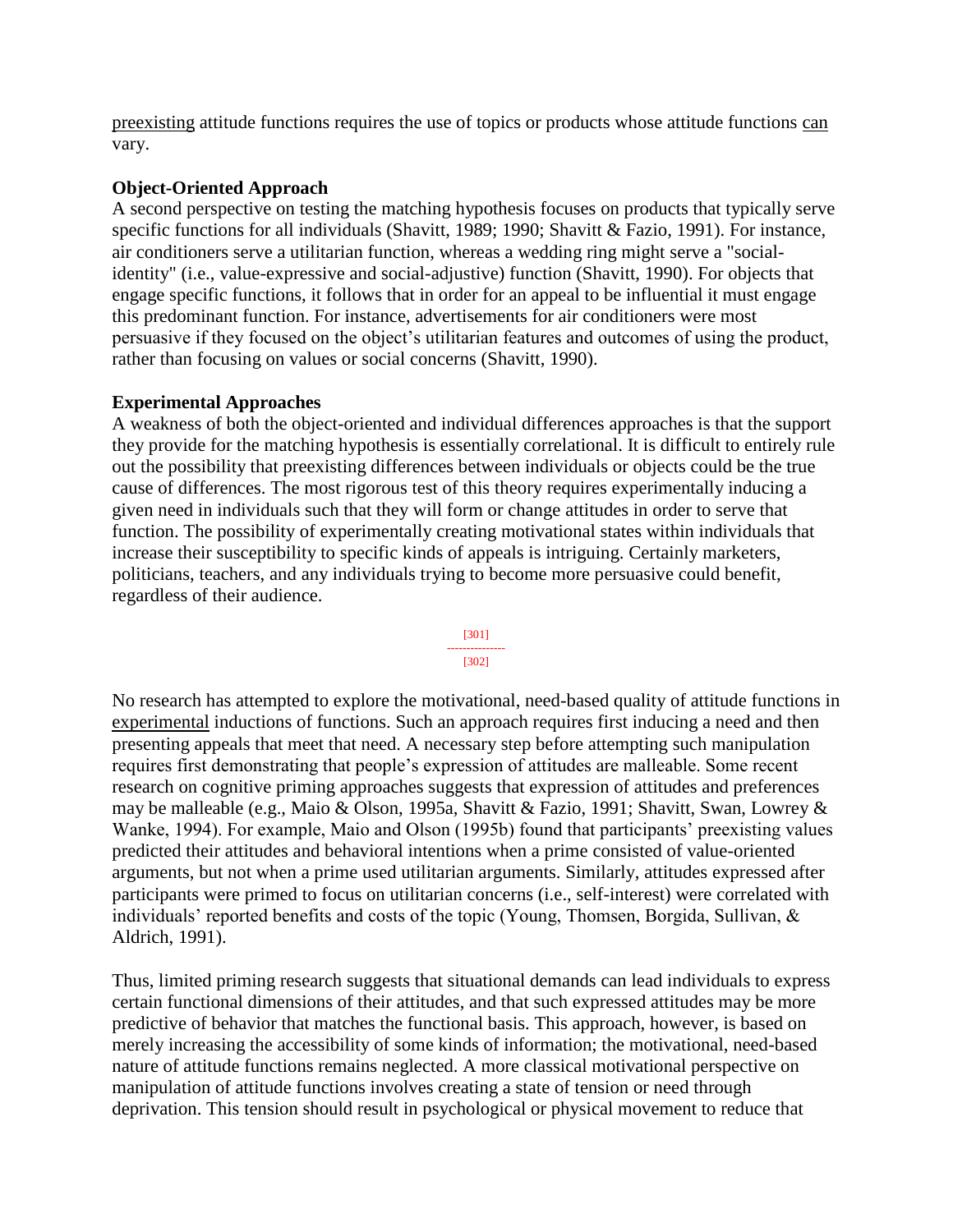preexisting attitude functions requires the use of topics or products whose attitude functions can vary.

**Object-Oriented Approach**

A second perspective on testing the matching hypothesis focuses on products that typically serve specific functions for all individuals (Shavitt, 1989; 1990; Shavitt & Fazio, 1991). For instance, air conditioners serve a utilitarian function, whereas a wedding ring might serve a "social-identity" (i.e., value-expressive and social-adjustive) function (Shavitt, 1990). For objects that engage specific functions, it follows that in order for an appeal to be influential it must engage this predominant function. For instance, advertisements for air conditioners were most persuasive if they focused on the object's utilitarian features and outcomes of using the product, rather than focusing on values or social concerns (Shavitt, 1990).

**Experimental Approaches**

A weakness of both the object-oriented and individual differences approaches is that the support they provide for the matching hypothesis is essentially correlational. It is difficult to entirely rule out the possibility that preexisting differences between individuals or objects could be the true cause of differences. The most rigorous test of this theory requires experimentally inducing a given need in individuals such that they will form or change attitudes in order to serve that function. The possibility of experimentally creating motivational states within individuals that increase their susceptibility to specific kinds of appeals is intriguing. Certainly marketers, politicians, teachers, and any individuals trying to become more persuasive could benefit, regardless of their audience.

No research has attempted to explore the motivational, need-based quality of attitude functions in experimental inductions of functions. Such an approach requires first inducing a need and then presenting appeals that meet that need. A necessary step before attempting such manipulation requires first demonstrating that people's expression of attitudes are malleable. Some recent research on cognitive priming approaches suggests that expression of attitudes and preferences may be malleable (e.g., Maio & Olson, 1995a, Shavitt & Fazio, 1991; Shavitt, Swan, Lowrey & Wanke, 1994). For example, Maio and Olson (1995b) found that participants' preexisting values predicted their attitudes and behavioral intentions when a prime consisted of value-oriented arguments, but not when a prime used utilitarian arguments. Similarly, attitudes expressed after participants were primed to focus on utilitarian concerns (i.e., self-interest) were correlated with individuals' reported benefits and costs of the topic (Young, Thomsen, Borgida, Sullivan, & Aldrich, 1991).

Thus, limited priming research suggests that situational demands can lead individuals to express certain functional dimensions of their attitudes, and that such expressed attitudes may be more predictive of behavior that matches the functional basis. This approach, however, is based on merely increasing the accessibility of some kinds of information; the motivational, need-based nature of attitude functions remains neglected. A more classical motivational perspective on manipulation of attitude functions involves creating a state of tension or need through deprivation. This tension should result in psychological or physical movement to reduce that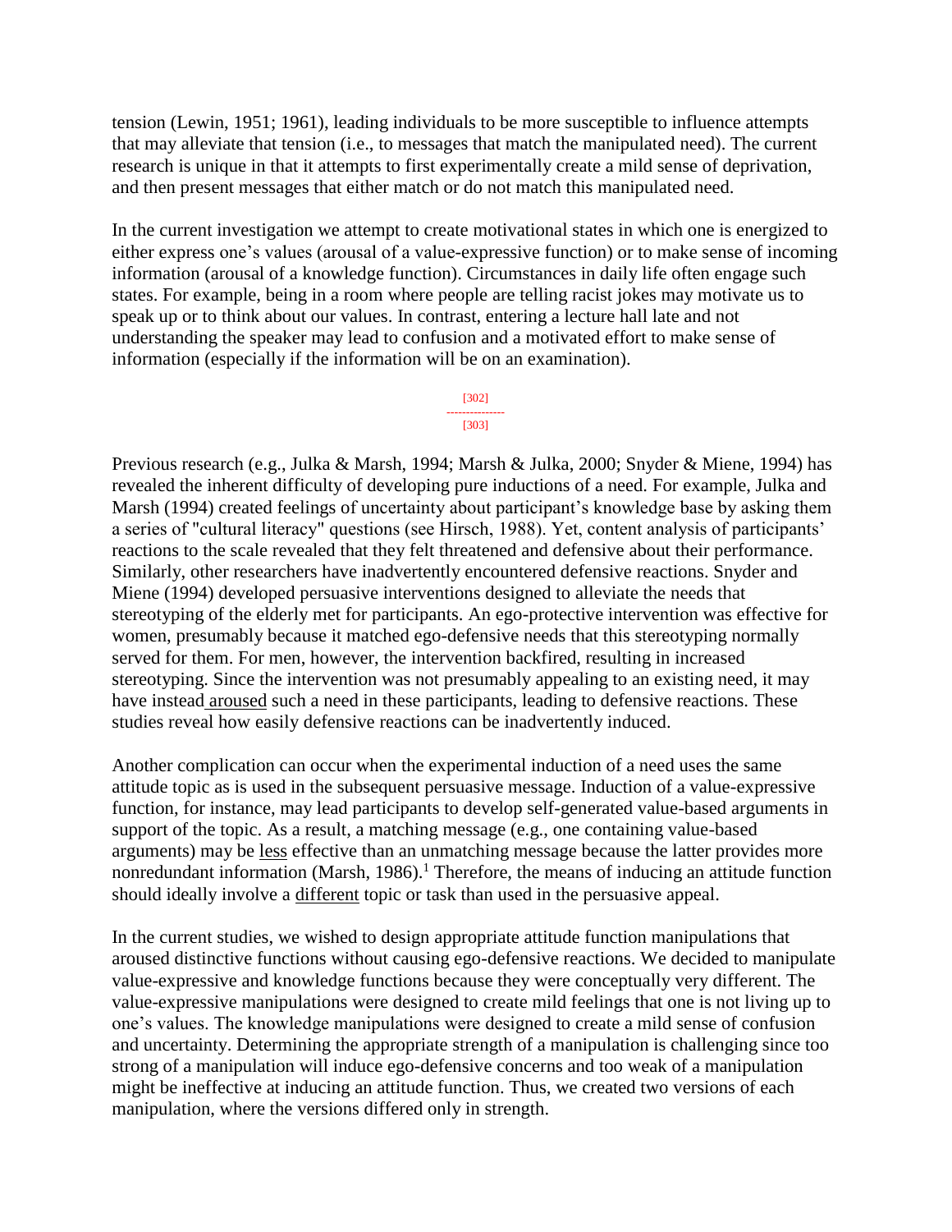tension (Lewin, 1951; 1961), leading individuals to be more susceptible to influence attempts that may alleviate that tension (i.e., to messages that match the manipulated need). The current research is unique in that it attempts to first experimentally create a mild sense of deprivation, and then present messages that either match or do not match this manipulated need.

In the current investigation we attempt to create motivational states in which one is energized to either express one's values (arousal of a value-expressive function) or to make sense of incoming information (arousal of a knowledge function). Circumstances in daily life often engage such states. For example, being in a room where people are telling racist jokes may motivate us to speak up or to think about our values. In contrast, entering a lecture hall late and not understanding the speaker may lead to confusion and a motivated effort to make sense of information (especially if the information will be on an examination).

Previous research (e.g., Julka & Marsh, 1994; Marsh & Julka, 2000; Snyder & Miene, 1994) has revealed the inherent difficulty of developing pure inductions of a need. For example, Julka and Marsh (1994) created feelings of uncertainty about participant's knowledge base by asking them a series of "cultural literacy" questions (see Hirsch, 1988). Yet, content analysis of participants' reactions to the scale revealed that they felt threatened and defensive about their performance. Similarly, other researchers have inadvertently encountered defensive reactions. Snyder and Miene (1994) developed persuasive interventions designed to alleviate the needs that stereotyping of the elderly met for participants. An ego-protective intervention was effective for women, presumably because it matched ego-defensive needs that this stereotyping normally served for them. For men, however, the intervention backfired, resulting in increased stereotyping. Since the intervention was not presumably appealing to an existing need, it may have instead aroused such a need in these participants, leading to defensive reactions. These studies reveal how easily defensive reactions can be inadvertently induced.

Another complication can occur when the experimental induction of a need uses the same attitude topic as is used in the subsequent persuasive message. Induction of a value-expressive function, for instance, may lead participants to develop self-generated value-based arguments in support of the topic. As a result, a matching message (e.g., one containing value-based arguments) may be less effective than an unmatching message because the latter provides more nonredundant information (Marsh, 1986).[1] Therefore, the means of inducing an attitude function should ideally involve a different topic or task than used in the persuasive appeal.

In the current studies, we wished to design appropriate attitude function manipulations that aroused distinctive functions without causing ego-defensive reactions. We decided to manipulate value-expressive and knowledge functions because they were conceptually very different. The value-expressive manipulations were designed to create mild feelings that one is not living up to one's values. The knowledge manipulations were designed to create a mild sense of confusion and uncertainty. Determining the appropriate strength of a manipulation is challenging since too strong of a manipulation will induce ego-defensive concerns and too weak of a manipulation might be ineffective at inducing an attitude function. Thus, we created two versions of each manipulation, where the versions differed only in strength.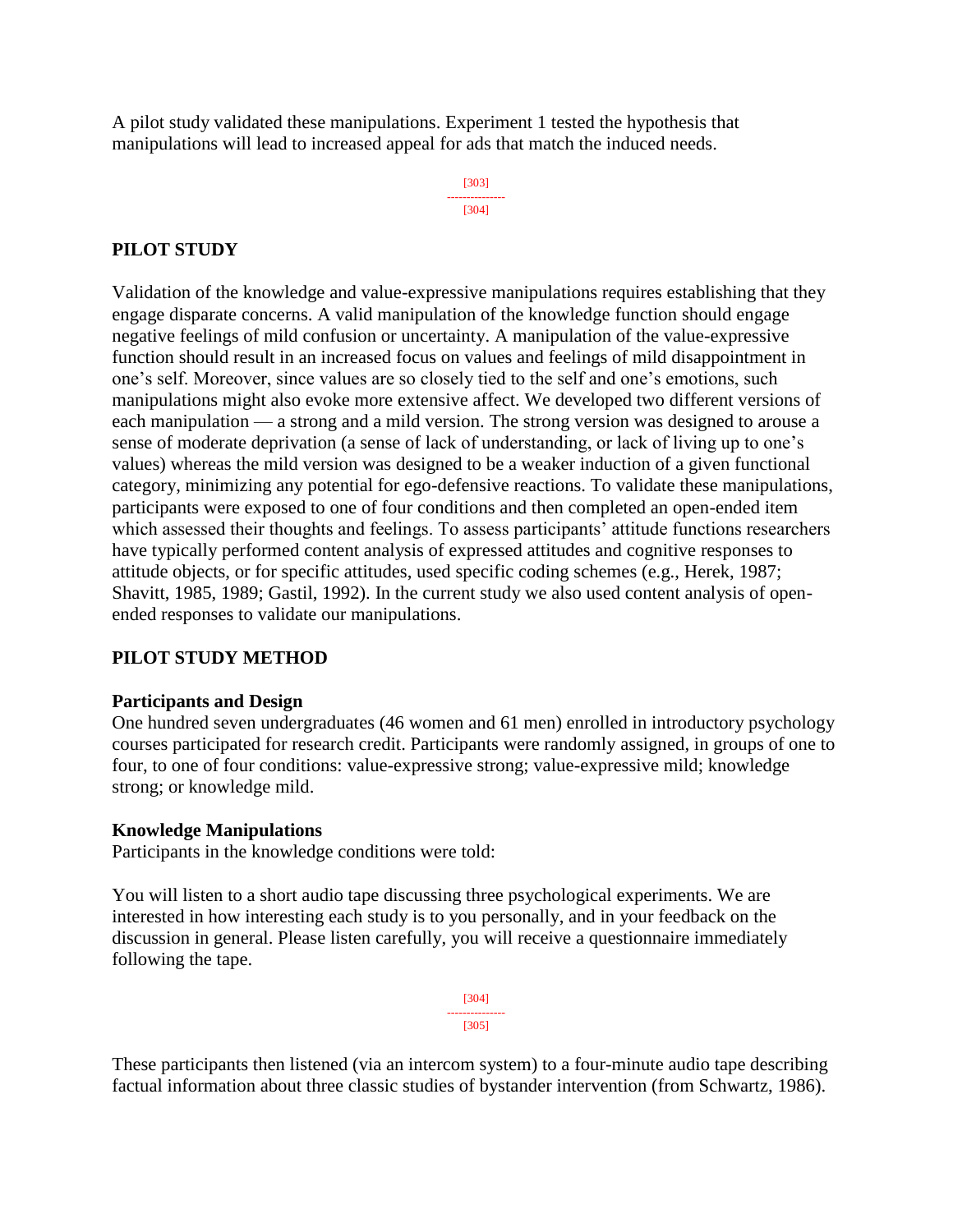A pilot study validated these manipulations. Experiment 1 tested the hypothesis that manipulations will lead to increased appeal for ads that match the induced needs.

## PILOT STUDY

Validation of the knowledge and value-expressive manipulations requires establishing that they engage disparate concerns. A valid manipulation of the knowledge function should engage negative feelings of mild confusion or uncertainty. A manipulation of the value-expressive function should result in an increased focus on values and feelings of mild disappointment in one's self. Moreover, since values are so closely tied to the self and one's emotions, such manipulations might also evoke more extensive affect. We developed two different versions of each manipulation — a strong and a mild version. The strong version was designed to arouse a sense of moderate deprivation (a sense of lack of understanding, or lack of living up to one's values) whereas the mild version was designed to be a weaker induction of a given functional category, minimizing any potential for ego-defensive reactions. To validate these manipulations, participants were exposed to one of four conditions and then completed an open-ended item which assessed their thoughts and feelings. To assess participants' attitude functions researchers have typically performed content analysis of expressed attitudes and cognitive responses to attitude objects, or for specific attitudes, used specific coding schemes (e.g., Herek, 1987; Shavitt, 1985, 1989; Gastil, 1992). In the current study we also used content analysis of open-ended responses to validate our manipulations.

## PILOT STUDY METHOD

### Participants and Design

One hundred seven undergraduates (46 women and 61 men) enrolled in introductory psychology courses participated for research credit. Participants were randomly assigned, in groups of one to four, to one of four conditions: value-expressive strong; value-expressive mild; knowledge strong; or knowledge mild.

### Knowledge Manipulations

Participants in the knowledge conditions were told:

You will listen to a short audio tape discussing three psychological experiments. We are interested in how interesting each study is to you personally, and in your feedback on the discussion in general. Please listen carefully, you will receive a questionnaire immediately following the tape.

These participants then listened (via an intercom system) to a four-minute audio tape describing factual information about three classic studies of bystander intervention (from Schwartz, 1986).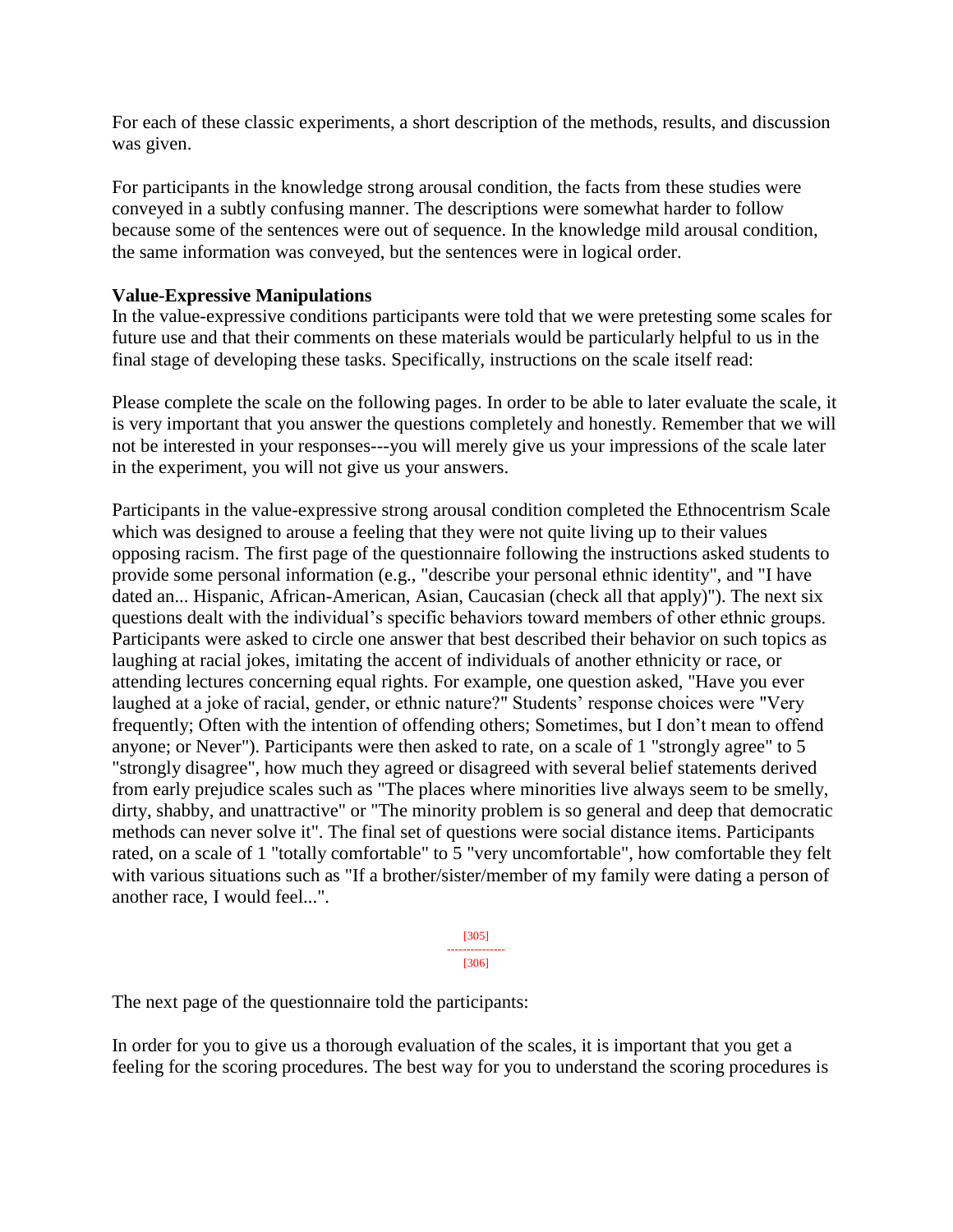For each of these classic experiments, a short description of the methods, results, and discussion was given.

For participants in the knowledge strong arousal condition, the facts from these studies were conveyed in a subtly confusing manner. The descriptions were somewhat harder to follow because some of the sentences were out of sequence. In the knowledge mild arousal condition, the same information was conveyed, but the sentences were in logical order.

**Value-Expressive Manipulations**

In the value-expressive conditions participants were told that we were pretesting some scales for future use and that their comments on these materials would be particularly helpful to us in the final stage of developing these tasks. Specifically, instructions on the scale itself read:

Please complete the scale on the following pages. In order to be able to later evaluate the scale, it is very important that you answer the questions completely and honestly. Remember that we will not be interested in your responses---you will merely give us your impressions of the scale later in the experiment, you will not give us your answers.

Participants in the value-expressive strong arousal condition completed the Ethnocentrism Scale which was designed to arouse a feeling that they were not quite living up to their values opposing racism. The first page of the questionnaire following the instructions asked students to provide some personal information (e.g., "describe your personal ethnic identity", and "I have dated an... Hispanic, African-American, Asian, Caucasian (check all that apply)"). The next six questions dealt with the individual's specific behaviors toward members of other ethnic groups. Participants were asked to circle one answer that best described their behavior on such topics as laughing at racial jokes, imitating the accent of individuals of another ethnicity or race, or attending lectures concerning equal rights. For example, one question asked, "Have you ever laughed at a joke of racial, gender, or ethnic nature?" Students' response choices were "Very frequently; Often with the intention of offending others; Sometimes, but I don't mean to offend anyone; or Never"). Participants were then asked to rate, on a scale of 1 "strongly agree" to 5 "strongly disagree", how much they agreed or disagreed with several belief statements derived from early prejudice scales such as "The places where minorities live always seem to be smelly, dirty, shabby, and unattractive" or "The minority problem is so general and deep that democratic methods can never solve it". The final set of questions were social distance items. Participants rated, on a scale of 1 "totally comfortable" to 5 "very uncomfortable", how comfortable they felt with various situations such as "If a brother/sister/member of my family were dating a person of another race, I would feel...".

The next page of the questionnaire told the participants:

In order for you to give us a thorough evaluation of the scales, it is important that you get a feeling for the scoring procedures. The best way for you to understand the scoring procedures is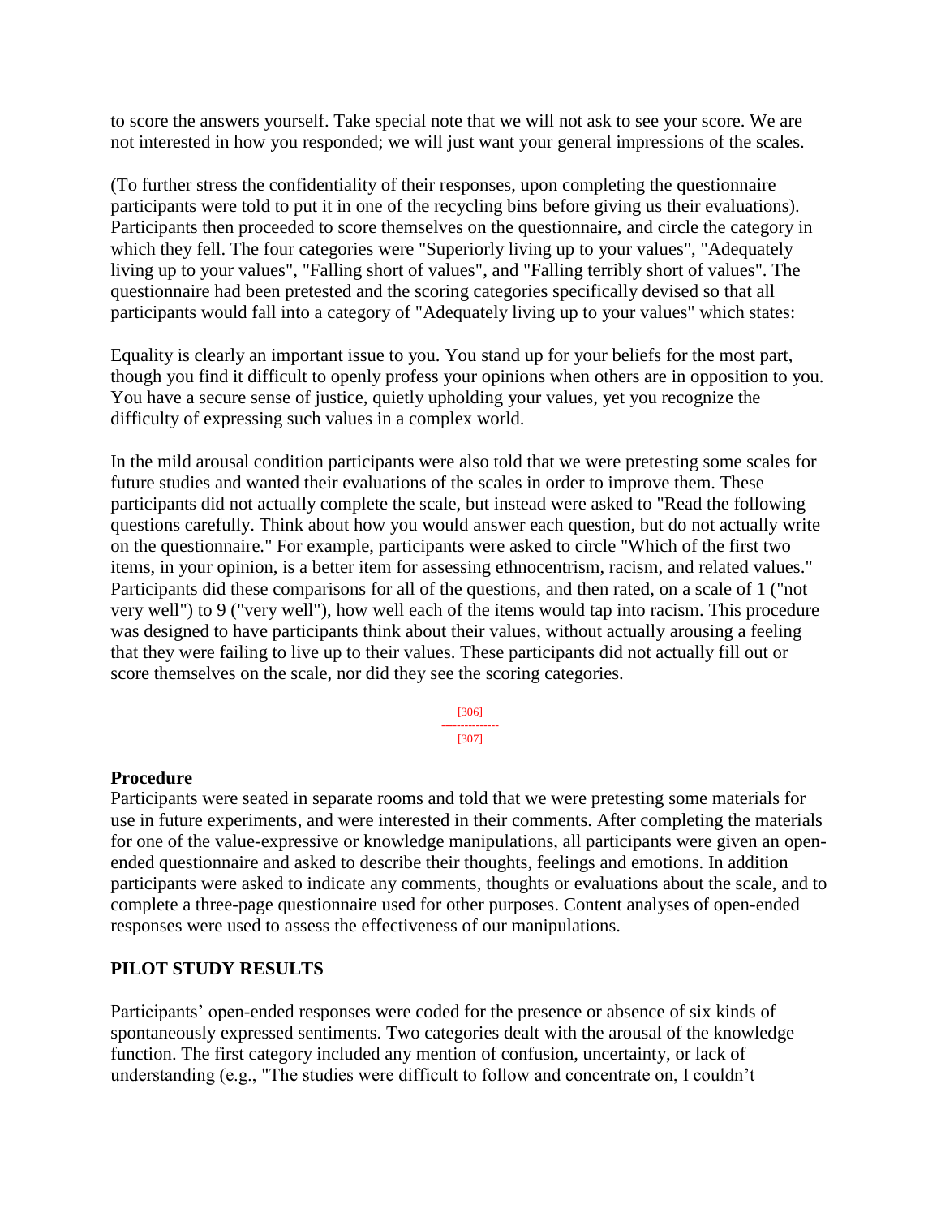to score the answers yourself. Take special note that we will not ask to see your score. We are not interested in how you responded; we will just want your general impressions of the scales.

(To further stress the confidentiality of their responses, upon completing the questionnaire participants were told to put it in one of the recycling bins before giving us their evaluations). Participants then proceeded to score themselves on the questionnaire, and circle the category in which they fell. The four categories were "Superiorly living up to your values", "Adequately living up to your values", "Falling short of values", and "Falling terribly short of values". The questionnaire had been pretested and the scoring categories specifically devised so that all participants would fall into a category of "Adequately living up to your values" which states:

Equality is clearly an important issue to you. You stand up for your beliefs for the most part, though you find it difficult to openly profess your opinions when others are in opposition to you. You have a secure sense of justice, quietly upholding your values, yet you recognize the difficulty of expressing such values in a complex world.

In the mild arousal condition participants were also told that we were pretesting some scales for future studies and wanted their evaluations of the scales in order to improve them. These participants did not actually complete the scale, but instead were asked to "Read the following questions carefully. Think about how you would answer each question, but do not actually write on the questionnaire." For example, participants were asked to circle "Which of the first two items, in your opinion, is a better item for assessing ethnocentrism, racism, and related values." Participants did these comparisons for all of the questions, and then rated, on a scale of 1 ("not very well") to 9 ("very well"), how well each of the items would tap into racism. This procedure was designed to have participants think about their values, without actually arousing a feeling that they were failing to live up to their values. These participants did not actually fill out or score themselves on the scale, nor did they see the scoring categories.

**Procedure**

Participants were seated in separate rooms and told that we were pretesting some materials for use in future experiments, and were interested in their comments. After completing the materials for one of the value-expressive or knowledge manipulations, all participants were given an open-ended questionnaire and asked to describe their thoughts, feelings and emotions. In addition participants were asked to indicate any comments, thoughts or evaluations about the scale, and to complete a three-page questionnaire used for other purposes. Content analyses of open-ended responses were used to assess the effectiveness of our manipulations.

## PILOT STUDY RESULTS

Participants' open-ended responses were coded for the presence or absence of six kinds of spontaneously expressed sentiments. Two categories dealt with the arousal of the knowledge function. The first category included any mention of confusion, uncertainty, or lack of understanding (e.g., "The studies were difficult to follow and concentrate on, I couldn't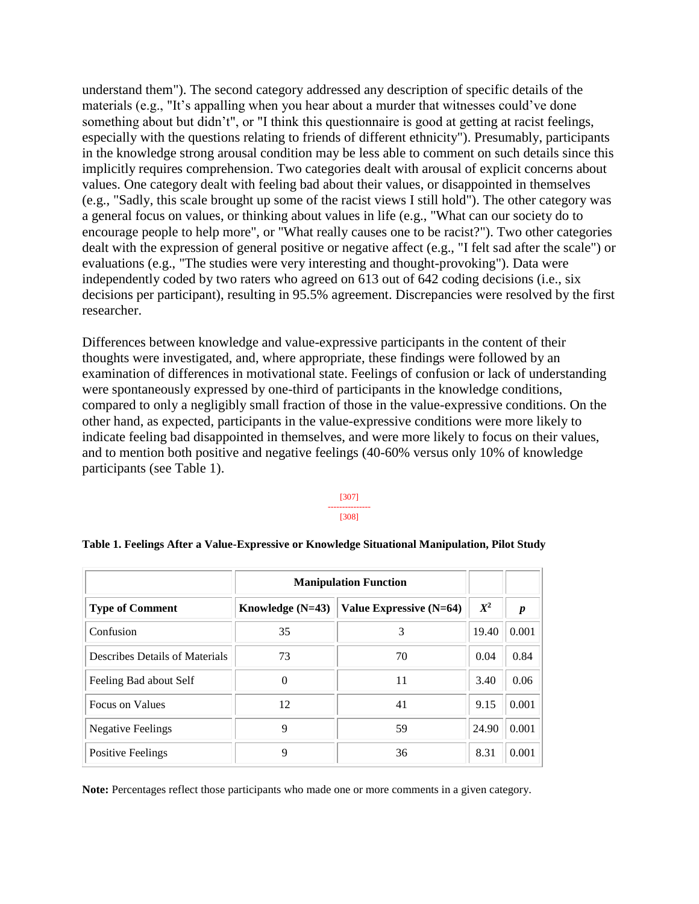understand them"). The second category addressed any description of specific details of the materials (e.g., "It's appalling when you hear about a murder that witnesses could've done something about but didn't", or "I think this questionnaire is good at getting at racist feelings, especially with the questions relating to friends of different ethnicity"). Presumably, participants in the knowledge strong arousal condition may be less able to comment on such details since this implicitly requires comprehension. Two categories dealt with arousal of explicit concerns about values. One category dealt with feeling bad about their values, or disappointed in themselves (e.g., "Sadly, this scale brought up some of the racist views I still hold"). The other category was a general focus on values, or thinking about values in life (e.g., "What can our society do to encourage people to help more", or "What really causes one to be racist?"). Two other categories dealt with the expression of general positive or negative affect (e.g., "I felt sad after the scale") or evaluations (e.g., "The studies were very interesting and thought-provoking"). Data were independently coded by two raters who agreed on 613 out of 642 coding decisions (i.e., six decisions per participant), resulting in 95.5% agreement. Discrepancies were resolved by the first researcher.

Differences between knowledge and value-expressive participants in the content of their thoughts were investigated, and, where appropriate, these findings were followed by an examination of differences in motivational state. Feelings of confusion or lack of understanding were spontaneously expressed by one-third of participants in the knowledge conditions, compared to only a negligibly small fraction of those in the value-expressive conditions. On the other hand, as expected, participants in the value-expressive conditions were more likely to indicate feeling bad disappointed in themselves, and were more likely to focus on their values, and to mention both positive and negative feelings (40-60% versus only 10% of knowledge participants (see Table 1).

**Table 1. Feelings After a Value-Expressive or Knowledge Situational Manipulation, Pilot Study**

| | **Manipulation Function** | | | |
|---|---|---|---|---|
| **Type of Comment** | **Knowledge (N=43)** | **Value Expressive (N=64)** | $X^2$ | $p$ |
| Confusion | 35 | 3 | 19.40 | 0.001 |
| Describes Details of Materials | 73 | 70 | 0.04 | 0.84 |
| Feeling Bad about Self | 0 | 11 | 3.40 | 0.06 |
| Focus on Values | 12 | 41 | 9.15 | 0.001 |
| Negative Feelings | 9 | 59 | 24.90 | 0.001 |
| Positive Feelings | 9 | 36 | 8.31 | 0.001 |

**Note:** Percentages reflect those participants who made one or more comments in a given category.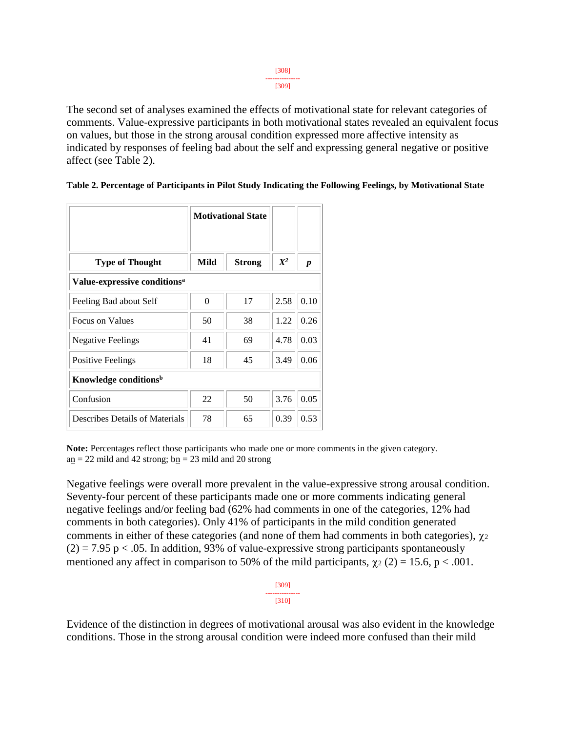The second set of analyses examined the effects of motivational state for relevant categories of comments. Value-expressive participants in both motivational states revealed an equivalent focus on values, but those in the strong arousal condition expressed more affective intensity as indicated by responses of feeling bad about the self and expressing general negative or positive affect (see Table 2).

**Table 2. Percentage of Participants in Pilot Study Indicating the Following Feelings, by Motivational State**

| | **Motivational State** | | | |
|---|---|---|---|---|
| **Type of Thought** | **Mild** | **Strong** | $X^2$ | ***p*** |
| **Value-expressive conditions**[a] | | | | |
| Feeling Bad about Self | 0 | 17 | 2.58 | 0.10 |
| Focus on Values | 50 | 38 | 1.22 | 0.26 |
| Negative Feelings | 41 | 69 | 4.78 | 0.03 |
| Positive Feelings | 18 | 45 | 3.49 | 0.06 |
| **Knowledge conditions**[b] | | | | |
| Confusion | 22 | 50 | 3.76 | 0.05 |
| Describes Details of Materials | 78 | 65 | 0.39 | 0.53 |

**Note:** Percentages reflect those participants who made one or more comments in the given category.
a<u>n</u> = 22 mild and 42 strong; b<u>n</u> = 23 mild and 20 strong

Negative feelings were overall more prevalent in the value-expressive strong arousal condition. Seventy-four percent of these participants made one or more comments indicating general negative feelings and/or feeling bad (62% had comments in one of the categories, 12% had comments in both categories). Only 41% of participants in the mild condition generated comments in either of these categories (and none of them had comments in both categories), $\chi^2 (2) = 7.95$ $p < .05$. In addition, 93% of value-expressive strong participants spontaneously mentioned any affect in comparison to 50% of the mild participants, $\chi^2 (2) = 15.6$, $p < .001$.

Evidence of the distinction in degrees of motivational arousal was also evident in the knowledge conditions. Those in the strong arousal condition were indeed more confused than their mild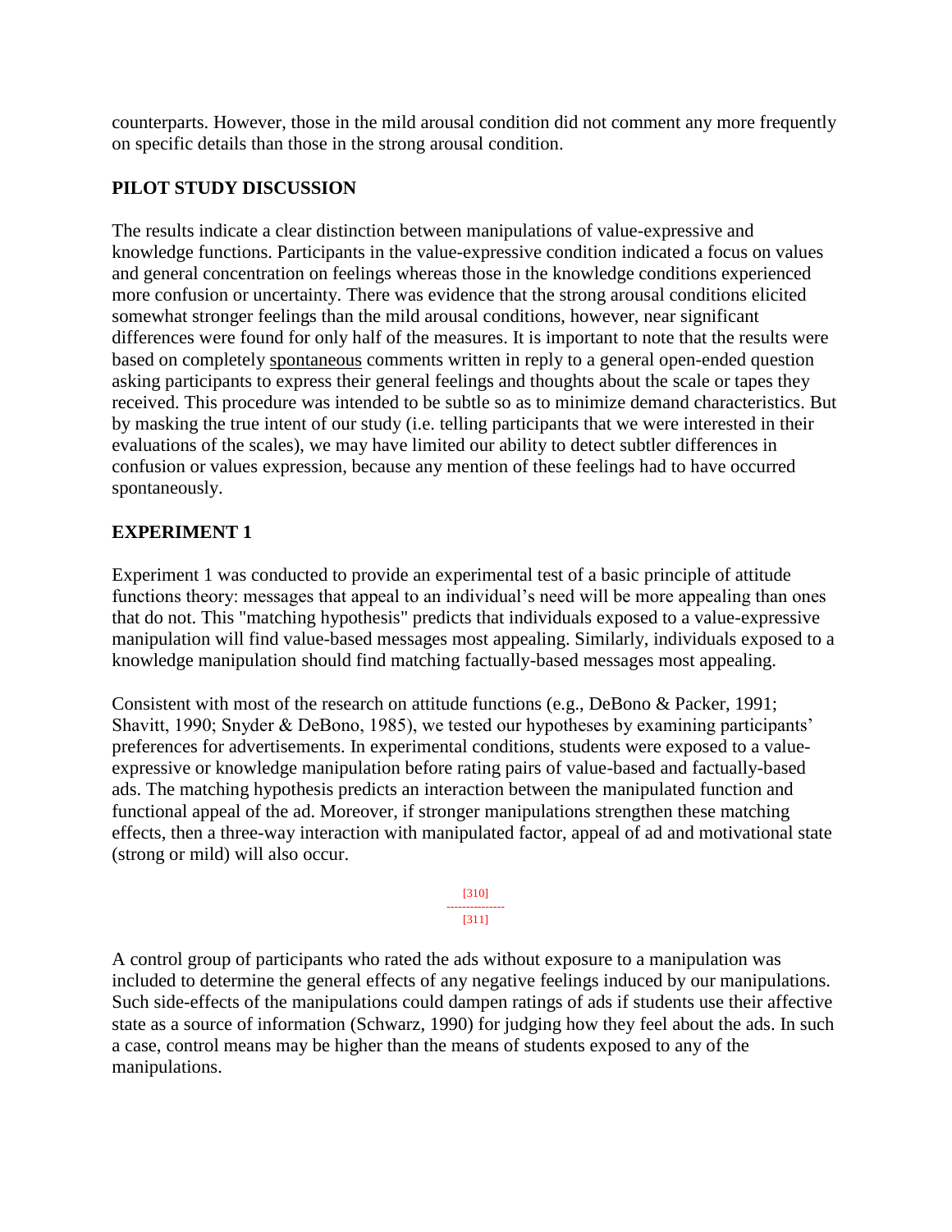counterparts. However, those in the mild arousal condition did not comment any more frequently on specific details than those in the strong arousal condition.

## PILOT STUDY DISCUSSION

The results indicate a clear distinction between manipulations of value-expressive and knowledge functions. Participants in the value-expressive condition indicated a focus on values and general concentration on feelings whereas those in the knowledge conditions experienced more confusion or uncertainty. There was evidence that the strong arousal conditions elicited somewhat stronger feelings than the mild arousal conditions, however, near significant differences were found for only half of the measures. It is important to note that the results were based on completely spontaneous comments written in reply to a general open-ended question asking participants to express their general feelings and thoughts about the scale or tapes they received. This procedure was intended to be subtle so as to minimize demand characteristics. But by masking the true intent of our study (i.e. telling participants that we were interested in their evaluations of the scales), we may have limited our ability to detect subtler differences in confusion or values expression, because any mention of these feelings had to have occurred spontaneously.

## EXPERIMENT 1

Experiment 1 was conducted to provide an experimental test of a basic principle of attitude functions theory: messages that appeal to an individual's need will be more appealing than ones that do not. This "matching hypothesis" predicts that individuals exposed to a value-expressive manipulation will find value-based messages most appealing. Similarly, individuals exposed to a knowledge manipulation should find matching factually-based messages most appealing.

Consistent with most of the research on attitude functions (e.g., DeBono & Packer, 1991; Shavitt, 1990; Snyder & DeBono, 1985), we tested our hypotheses by examining participants' preferences for advertisements. In experimental conditions, students were exposed to a value-expressive or knowledge manipulation before rating pairs of value-based and factually-based ads. The matching hypothesis predicts an interaction between the manipulated function and functional appeal of the ad. Moreover, if stronger manipulations strengthen these matching effects, then a three-way interaction with manipulated factor, appeal of ad and motivational state (strong or mild) will also occur.

A control group of participants who rated the ads without exposure to a manipulation was included to determine the general effects of any negative feelings induced by our manipulations. Such side-effects of the manipulations could dampen ratings of ads if students use their affective state as a source of information (Schwarz, 1990) for judging how they feel about the ads. In such a case, control means may be higher than the means of students exposed to any of the manipulations.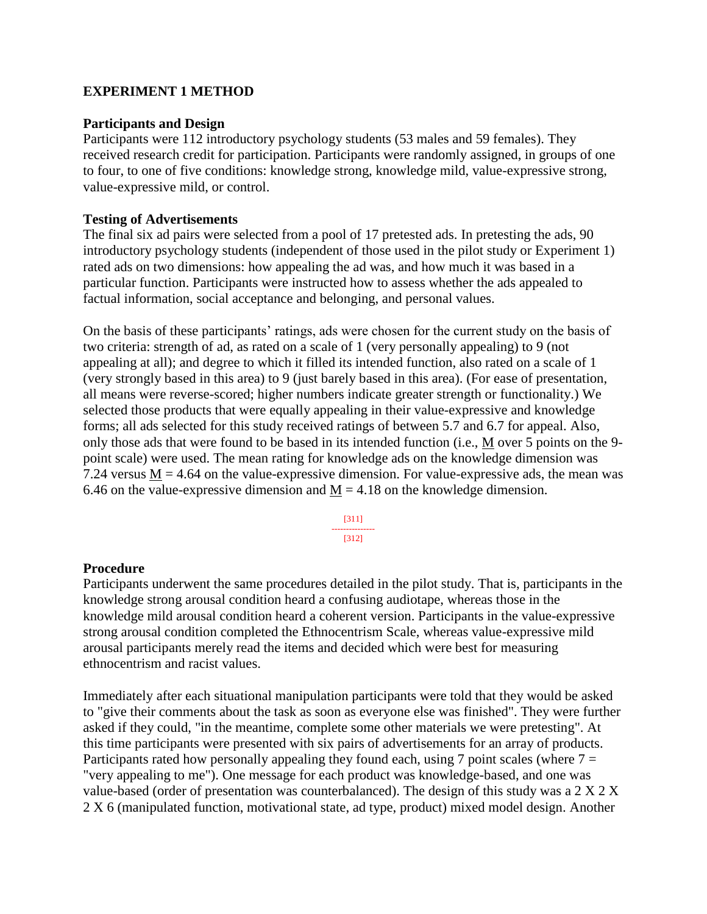## EXPERIMENT 1 METHOD

### Participants and Design

Participants were 112 introductory psychology students (53 males and 59 females). They received research credit for participation. Participants were randomly assigned, in groups of one to four, to one of five conditions: knowledge strong, knowledge mild, value-expressive strong, value-expressive mild, or control.

### Testing of Advertisements

The final six ad pairs were selected from a pool of 17 pretested ads. In pretesting the ads, 90 introductory psychology students (independent of those used in the pilot study or Experiment 1) rated ads on two dimensions: how appealing the ad was, and how much it was based in a particular function. Participants were instructed how to assess whether the ads appealed to factual information, social acceptance and belonging, and personal values.

On the basis of these participants' ratings, ads were chosen for the current study on the basis of two criteria: strength of ad, as rated on a scale of 1 (very personally appealing) to 9 (not appealing at all); and degree to which it filled its intended function, also rated on a scale of 1 (very strongly based in this area) to 9 (just barely based in this area). (For ease of presentation, all means were reverse-scored; higher numbers indicate greater strength or functionality.) We selected those products that were equally appealing in their value-expressive and knowledge forms; all ads selected for this study received ratings of between 5.7 and 6.7 for appeal. Also, only those ads that were found to be based in its intended function (i.e., $M$ over 5 points on the 9-point scale) were used. The mean rating for knowledge ads on the knowledge dimension was 7.24 versus $M = 4.64$ on the value-expressive dimension. For value-expressive ads, the mean was 6.46 on the value-expressive dimension and $M = 4.18$ on the knowledge dimension.

### Procedure

Participants underwent the same procedures detailed in the pilot study. That is, participants in the knowledge strong arousal condition heard a confusing audiotape, whereas those in the knowledge mild arousal condition heard a coherent version. Participants in the value-expressive strong arousal condition completed the Ethnocentrism Scale, whereas value-expressive mild arousal participants merely read the items and decided which were best for measuring ethnocentrism and racist values.

Immediately after each situational manipulation participants were told that they would be asked to "give their comments about the task as soon as everyone else was finished". They were further asked if they could, "in the meantime, complete some other materials we were pretesting". At this time participants were presented with six pairs of advertisements for an array of products. Participants rated how personally appealing they found each, using 7 point scales (where 7 = "very appealing to me"). One message for each product was knowledge-based, and one was value-based (order of presentation was counterbalanced). The design of this study was a 2 X 2 X 2 X 6 (manipulated function, motivational state, ad type, product) mixed model design. Another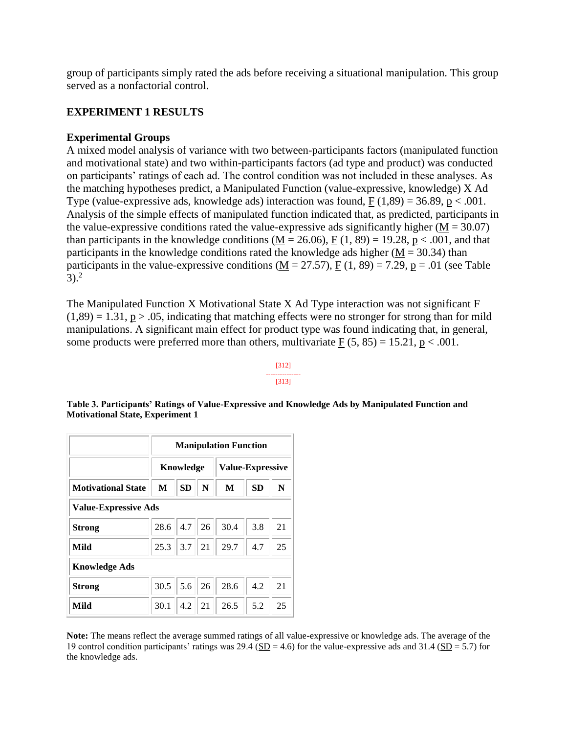group of participants simply rated the ads before receiving a situational manipulation. This group served as a nonfactorial control.

## EXPERIMENT 1 RESULTS

### Experimental Groups

A mixed model analysis of variance with two between-participants factors (manipulated function and motivational state) and two within-participants factors (ad type and product) was conducted on participants' ratings of each ad. The control condition was not included in these analyses. As the matching hypotheses predict, a Manipulated Function (value-expressive, knowledge) X Ad Type (value-expressive ads, knowledge ads) interaction was found, $F(1,89) = 36.89$, $p < .001$. Analysis of the simple effects of manipulated function indicated that, as predicted, participants in the value-expressive conditions rated the value-expressive ads significantly higher ($M = 30.07$) than participants in the knowledge conditions ($M = 26.06$), $F(1, 89) = 19.28$, $p < .001$, and that participants in the knowledge conditions rated the knowledge ads higher ($M = 30.34$) than participants in the value-expressive conditions ($M = 27.57$), $F(1, 89) = 7.29$, $p = .01$ (see Table 3).[2]

The Manipulated Function X Motivational State X Ad Type interaction was not significant $F(1,89) = 1.31$, $p > .05$, indicating that matching effects were no stronger for strong than for mild manipulations. A significant main effect for product type was found indicating that, in general, some products were preferred more than others, multivariate $F(5, 85) = 15.21$, $p < .001$.

**Table 3. Participants' Ratings of Value-Expressive and Knowledge Ads by Manipulated Function and Motivational State, Experiment 1**

| | Manipulation Function | | | | | |
|---|---|---|---|---|---|---|
| | Knowledge | | | Value-Expressive | | |
| **Motivational State** | **M** | **SD** | **N** | **M** | **SD** | **N** |
| **Value-Expressive Ads** | | | | | | |
| **Strong** | 28.6 | 4.7 | 26 | 30.4 | 3.8 | 21 |
| **Mild** | 25.3 | 3.7 | 21 | 29.7 | 4.7 | 25 |
| **Knowledge Ads** | | | | | | |
| **Strong** | 30.5 | 5.6 | 26 | 28.6 | 4.2 | 21 |
| **Mild** | 30.1 | 4.2 | 21 | 26.5 | 5.2 | 25 |

**Note:** The means reflect the average summed ratings of all value-expressive or knowledge ads. The average of the 19 control condition participants' ratings was 29.4 ($SD = 4.6$) for the value-expressive ads and 31.4 ($SD = 5.7$) for the knowledge ads.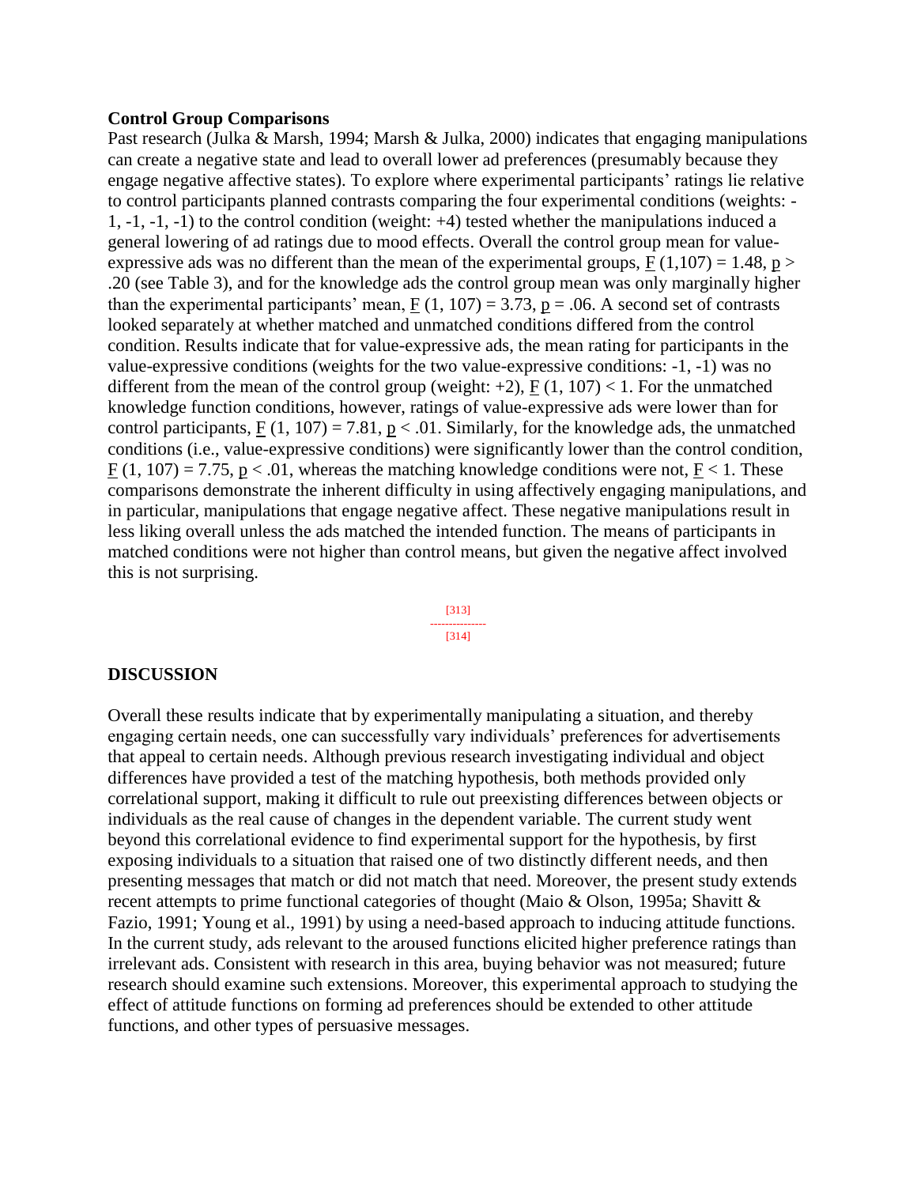### Control Group Comparisons

Past research (Julka & Marsh, 1994; Marsh & Julka, 2000) indicates that engaging manipulations can create a negative state and lead to overall lower ad preferences (presumably because they engage negative affective states). To explore where experimental participants' ratings lie relative to control participants planned contrasts comparing the four experimental conditions (weights: -1, -1, -1, -1) to the control condition (weight: +4) tested whether the manipulations induced a general lowering of ad ratings due to mood effects. Overall the control group mean for value-expressive ads was no different than the mean of the experimental groups, $F(1,107) = 1.48$, $p > .20$ (see Table 3), and for the knowledge ads the control group mean was only marginally higher than the experimental participants' mean, $F(1, 107) = 3.73$, $p = .06$. A second set of contrasts looked separately at whether matched and unmatched conditions differed from the control condition. Results indicate that for value-expressive ads, the mean rating for participants in the value-expressive conditions (weights for the two value-expressive conditions: -1, -1) was no different from the mean of the control group (weight: +2), $F(1, 107) < 1$. For the unmatched knowledge function conditions, however, ratings of value-expressive ads were lower than for control participants, $F(1, 107) = 7.81$, $p < .01$. Similarly, for the knowledge ads, the unmatched conditions (i.e., value-expressive conditions) were significantly lower than the control condition, $F(1, 107) = 7.75$, $p < .01$, whereas the matching knowledge conditions were not, $F < 1$. These comparisons demonstrate the inherent difficulty in using affectively engaging manipulations, and in particular, manipulations that engage negative affect. These negative manipulations result in less liking overall unless the ads matched the intended function. The means of participants in matched conditions were not higher than control means, but given the negative affect involved this is not surprising.

## DISCUSSION

Overall these results indicate that by experimentally manipulating a situation, and thereby engaging certain needs, one can successfully vary individuals' preferences for advertisements that appeal to certain needs. Although previous research investigating individual and object differences have provided a test of the matching hypothesis, both methods provided only correlational support, making it difficult to rule out preexisting differences between objects or individuals as the real cause of changes in the dependent variable. The current study went beyond this correlational evidence to find experimental support for the hypothesis, by first exposing individuals to a situation that raised one of two distinctly different needs, and then presenting messages that match or did not match that need. Moreover, the present study extends recent attempts to prime functional categories of thought (Maio & Olson, 1995a; Shavitt & Fazio, 1991; Young et al., 1991) by using a need-based approach to inducing attitude functions. In the current study, ads relevant to the aroused functions elicited higher preference ratings than irrelevant ads. Consistent with research in this area, buying behavior was not measured; future research should examine such extensions. Moreover, this experimental approach to studying the effect of attitude functions on forming ad preferences should be extended to other attitude functions, and other types of persuasive messages.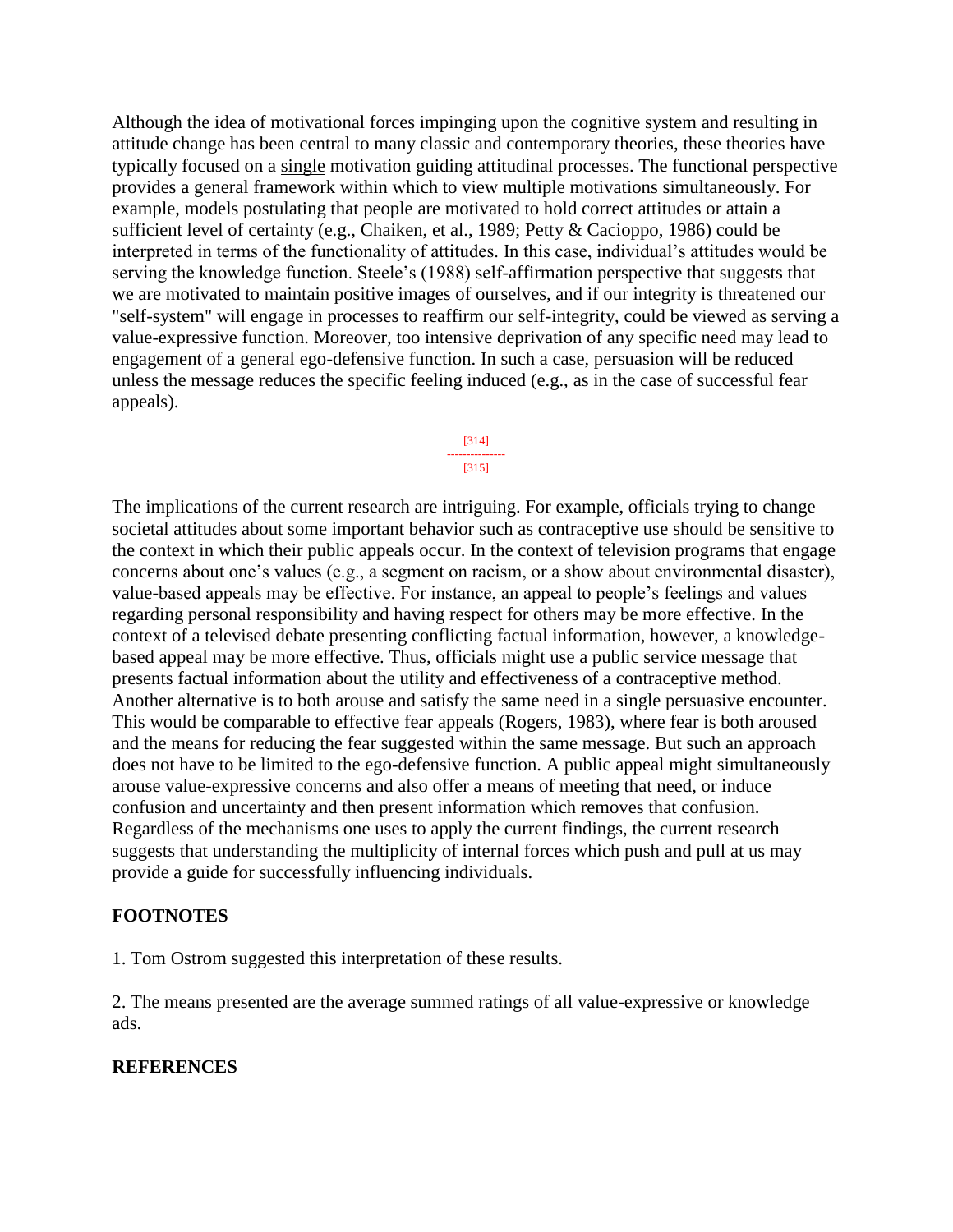Although the idea of motivational forces impinging upon the cognitive system and resulting in attitude change has been central to many classic and contemporary theories, these theories have typically focused on a single motivation guiding attitudinal processes. The functional perspective provides a general framework within which to view multiple motivations simultaneously. For example, models postulating that people are motivated to hold correct attitudes or attain a sufficient level of certainty (e.g., Chaiken, et al., 1989; Petty & Cacioppo, 1986) could be interpreted in terms of the functionality of attitudes. In this case, individual's attitudes would be serving the knowledge function. Steele's (1988) self-affirmation perspective that suggests that we are motivated to maintain positive images of ourselves, and if our integrity is threatened our "self-system" will engage in processes to reaffirm our self-integrity, could be viewed as serving a value-expressive function. Moreover, too intensive deprivation of any specific need may lead to engagement of a general ego-defensive function. In such a case, persuasion will be reduced unless the message reduces the specific feeling induced (e.g., as in the case of successful fear appeals).

The implications of the current research are intriguing. For example, officials trying to change societal attitudes about some important behavior such as contraceptive use should be sensitive to the context in which their public appeals occur. In the context of television programs that engage concerns about one's values (e.g., a segment on racism, or a show about environmental disaster), value-based appeals may be effective. For instance, an appeal to people's feelings and values regarding personal responsibility and having respect for others may be more effective. In the context of a televised debate presenting conflicting factual information, however, a knowledge-based appeal may be more effective. Thus, officials might use a public service message that presents factual information about the utility and effectiveness of a contraceptive method. Another alternative is to both arouse and satisfy the same need in a single persuasive encounter. This would be comparable to effective fear appeals (Rogers, 1983), where fear is both aroused and the means for reducing the fear suggested within the same message. But such an approach does not have to be limited to the ego-defensive function. A public appeal might simultaneously arouse value-expressive concerns and also offer a means of meeting that need, or induce confusion and uncertainty and then present information which removes that confusion. Regardless of the mechanisms one uses to apply the current findings, the current research suggests that understanding the multiplicity of internal forces which push and pull at us may provide a guide for successfully influencing individuals.

## FOOTNOTES

1. Tom Ostrom suggested this interpretation of these results.

2. The means presented are the average summed ratings of all value-expressive or knowledge ads.

## REFERENCES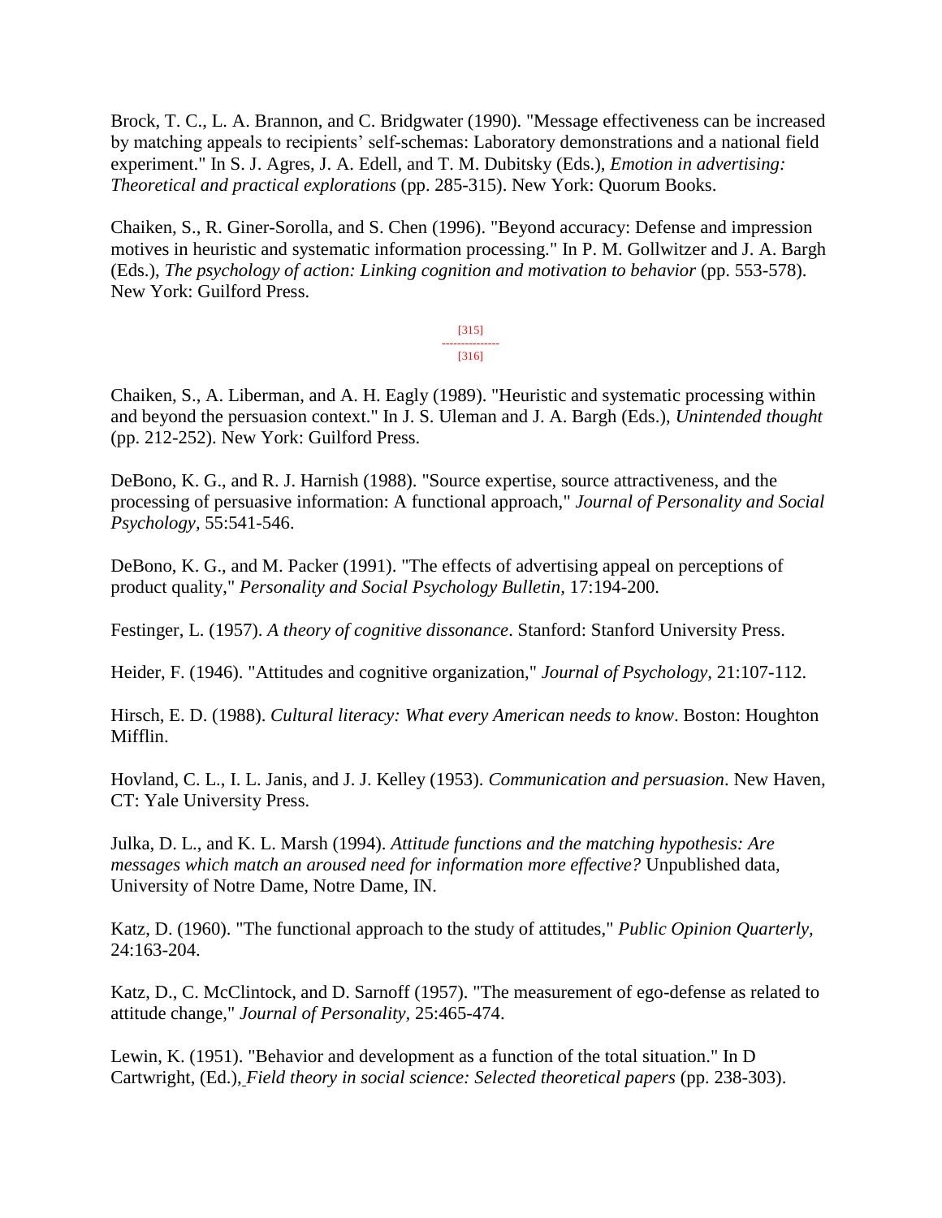Brock, T. C., L. A. Brannon, and C. Bridgwater (1990). "Message effectiveness can be increased by matching appeals to recipients' self-schemas: Laboratory demonstrations and a national field experiment." In S. J. Agres, J. A. Edell, and T. M. Dubitsky (Eds.), *Emotion in advertising: Theoretical and practical explorations* (pp. 285-315). New York: Quorum Books.

Chaiken, S., R. Giner-Sorolla, and S. Chen (1996). "Beyond accuracy: Defense and impression motives in heuristic and systematic information processing." In P. M. Gollwitzer and J. A. Bargh (Eds.), *The psychology of action: Linking cognition and motivation to behavior* (pp. 553-578). New York: Guilford Press.

Chaiken, S., A. Liberman, and A. H. Eagly (1989). "Heuristic and systematic processing within and beyond the persuasion context." In J. S. Uleman and J. A. Bargh (Eds.), *Unintended thought* (pp. 212-252). New York: Guilford Press.

DeBono, K. G., and R. J. Harnish (1988). "Source expertise, source attractiveness, and the processing of persuasive information: A functional approach," *Journal of Personality and Social Psychology*, 55:541-546.

DeBono, K. G., and M. Packer (1991). "The effects of advertising appeal on perceptions of product quality," *Personality and Social Psychology Bulletin*, 17:194-200.

Festinger, L. (1957). *A theory of cognitive dissonance*. Stanford: Stanford University Press.

Heider, F. (1946). "Attitudes and cognitive organization," *Journal of Psychology*, 21:107-112.

Hirsch, E. D. (1988). *Cultural literacy: What every American needs to know*. Boston: Houghton Mifflin.

Hovland, C. L., I. L. Janis, and J. J. Kelley (1953). *Communication and persuasion*. New Haven, CT: Yale University Press.

Julka, D. L., and K. L. Marsh (1994). *Attitude functions and the matching hypothesis: Are messages which match an aroused need for information more effective?* Unpublished data, University of Notre Dame, Notre Dame, IN.

Katz, D. (1960). "The functional approach to the study of attitudes," *Public Opinion Quarterly*, 24:163-204.

Katz, D., C. McClintock, and D. Sarnoff (1957). "The measurement of ego-defense as related to attitude change," *Journal of Personality*, 25:465-474.

Lewin, K. (1951). "Behavior and development as a function of the total situation." In D Cartwright, (Ed.), *Field theory in social science: Selected theoretical papers* (pp. 238-303).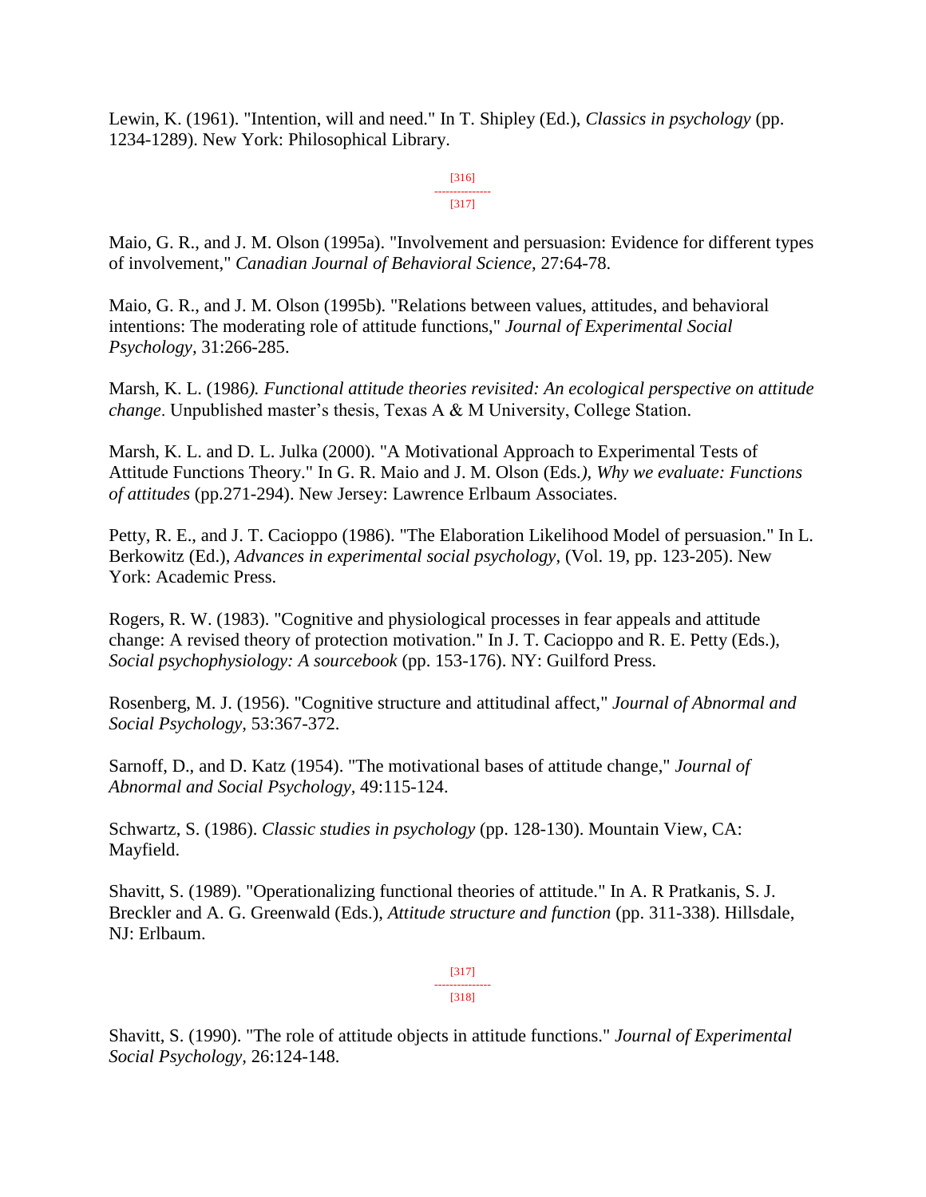Lewin, K. (1961). "Intention, will and need." In T. Shipley (Ed.), *Classics in psychology* (pp. 1234-1289). New York: Philosophical Library.

Maio, G. R., and J. M. Olson (1995a). "Involvement and persuasion: Evidence for different types of involvement," *Canadian Journal of Behavioral Science*, 27:64-78.

Maio, G. R., and J. M. Olson (1995b). "Relations between values, attitudes, and behavioral intentions: The moderating role of attitude functions," *Journal of Experimental Social Psychology*, 31:266-285.

Marsh, K. L. (1986*). Functional attitude theories revisited: An ecological perspective on attitude change*. Unpublished master's thesis, Texas A & M University, College Station.

Marsh, K. L. and D. L. Julka (2000). "A Motivational Approach to Experimental Tests of Attitude Functions Theory." In G. R. Maio and J. M. Olson (Eds*.), Why we evaluate: Functions of attitudes* (pp.271-294). New Jersey: Lawrence Erlbaum Associates.

Petty, R. E., and J. T. Cacioppo (1986). "The Elaboration Likelihood Model of persuasion." In L. Berkowitz (Ed.), *Advances in experimental social psychology*, (Vol. 19, pp. 123-205). New York: Academic Press.

Rogers, R. W. (1983). "Cognitive and physiological processes in fear appeals and attitude change: A revised theory of protection motivation." In J. T. Cacioppo and R. E. Petty (Eds.), *Social psychophysiology: A sourcebook* (pp. 153-176). NY: Guilford Press.

Rosenberg, M. J. (1956). "Cognitive structure and attitudinal affect," *Journal of Abnormal and Social Psychology*, 53:367-372.

Sarnoff, D., and D. Katz (1954). "The motivational bases of attitude change," *Journal of Abnormal and Social Psychology*, 49:115-124.

Schwartz, S. (1986). *Classic studies in psychology* (pp. 128-130). Mountain View, CA: Mayfield.

Shavitt, S. (1989). "Operationalizing functional theories of attitude." In A. R Pratkanis, S. J. Breckler and A. G. Greenwald (Eds.), *Attitude structure and function* (pp. 311-338). Hillsdale, NJ: Erlbaum.

Shavitt, S. (1990). "The role of attitude objects in attitude functions." *Journal of Experimental Social Psychology*, 26:124-148.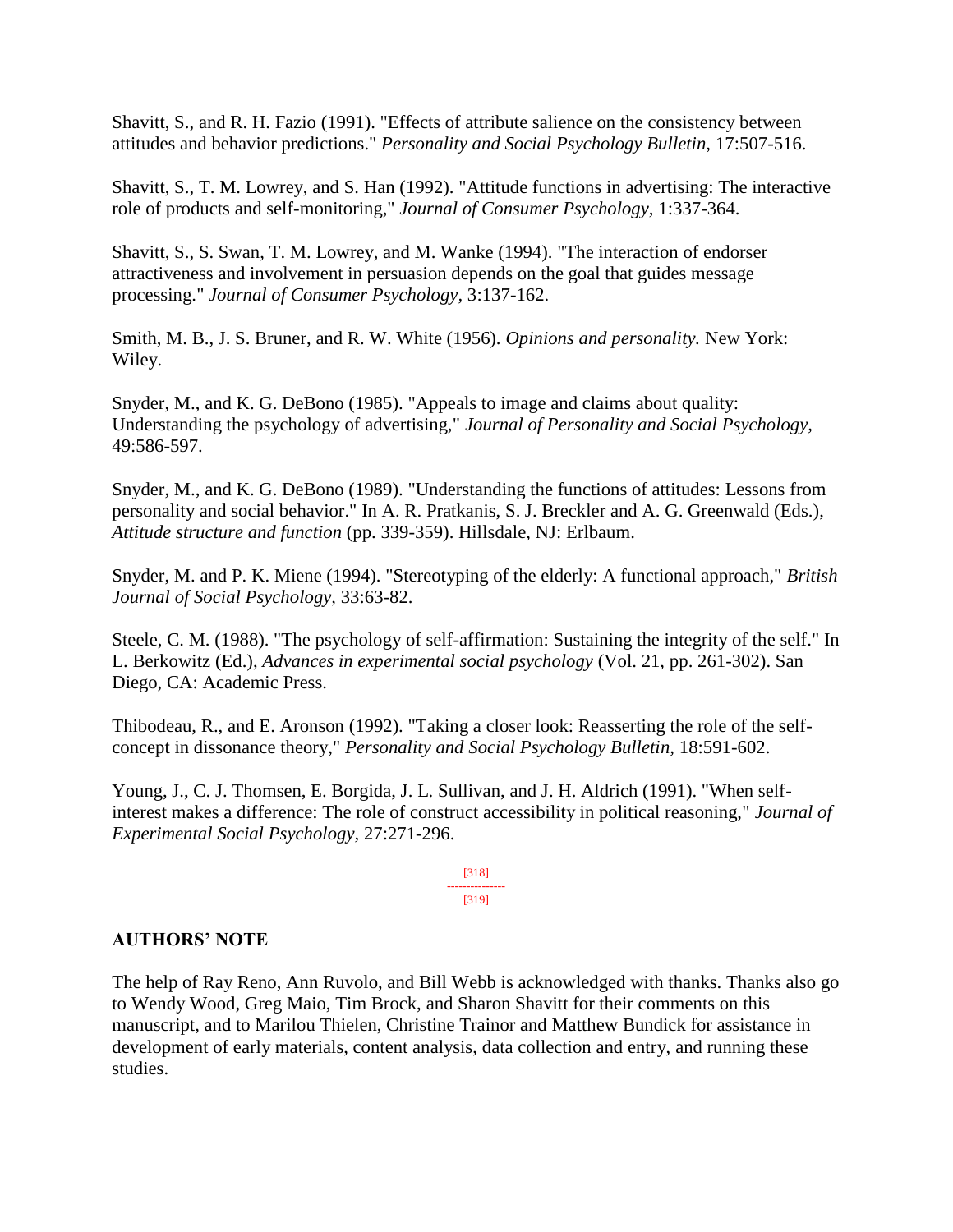Shavitt, S., and R. H. Fazio (1991). "Effects of attribute salience on the consistency between attitudes and behavior predictions." *Personality and Social Psychology Bulletin,* 17:507-516.

Shavitt, S., T. M. Lowrey, and S. Han (1992). "Attitude functions in advertising: The interactive role of products and self-monitoring," *Journal of Consumer Psychology,* 1:337-364.

Shavitt, S., S. Swan, T. M. Lowrey, and M. Wanke (1994). "The interaction of endorser attractiveness and involvement in persuasion depends on the goal that guides message processing." *Journal of Consumer Psychology,* 3:137-162.

Smith, M. B., J. S. Bruner, and R. W. White (1956). *Opinions and personality.* New York: Wiley.

Snyder, M., and K. G. DeBono (1985). "Appeals to image and claims about quality: Understanding the psychology of advertising," *Journal of Personality and Social Psychology,* 49:586-597.

Snyder, M., and K. G. DeBono (1989). "Understanding the functions of attitudes: Lessons from personality and social behavior." In A. R. Pratkanis, S. J. Breckler and A. G. Greenwald (Eds.), *Attitude structure and function* (pp. 339-359). Hillsdale, NJ: Erlbaum.

Snyder, M. and P. K. Miene (1994). "Stereotyping of the elderly: A functional approach," *British Journal of Social Psychology,* 33:63-82.

Steele, C. M. (1988). "The psychology of self-affirmation: Sustaining the integrity of the self." In L. Berkowitz (Ed.), *Advances in experimental social psychology* (Vol. 21, pp. 261-302). San Diego, CA: Academic Press.

Thibodeau, R., and E. Aronson (1992). "Taking a closer look: Reasserting the role of the self-concept in dissonance theory," *Personality and Social Psychology Bulletin,* 18:591-602.

Young, J., C. J. Thomsen, E. Borgida, J. L. Sullivan, and J. H. Aldrich (1991). "When self-interest makes a difference: The role of construct accessibility in political reasoning," *Journal of Experimental Social Psychology,* 27:271-296.

## AUTHORS' NOTE

The help of Ray Reno, Ann Ruvolo, and Bill Webb is acknowledged with thanks. Thanks also go to Wendy Wood, Greg Maio, Tim Brock, and Sharon Shavitt for their comments on this manuscript, and to Marilou Thielen, Christine Trainor and Matthew Bundick for assistance in development of early materials, content analysis, data collection and entry, and running these studies.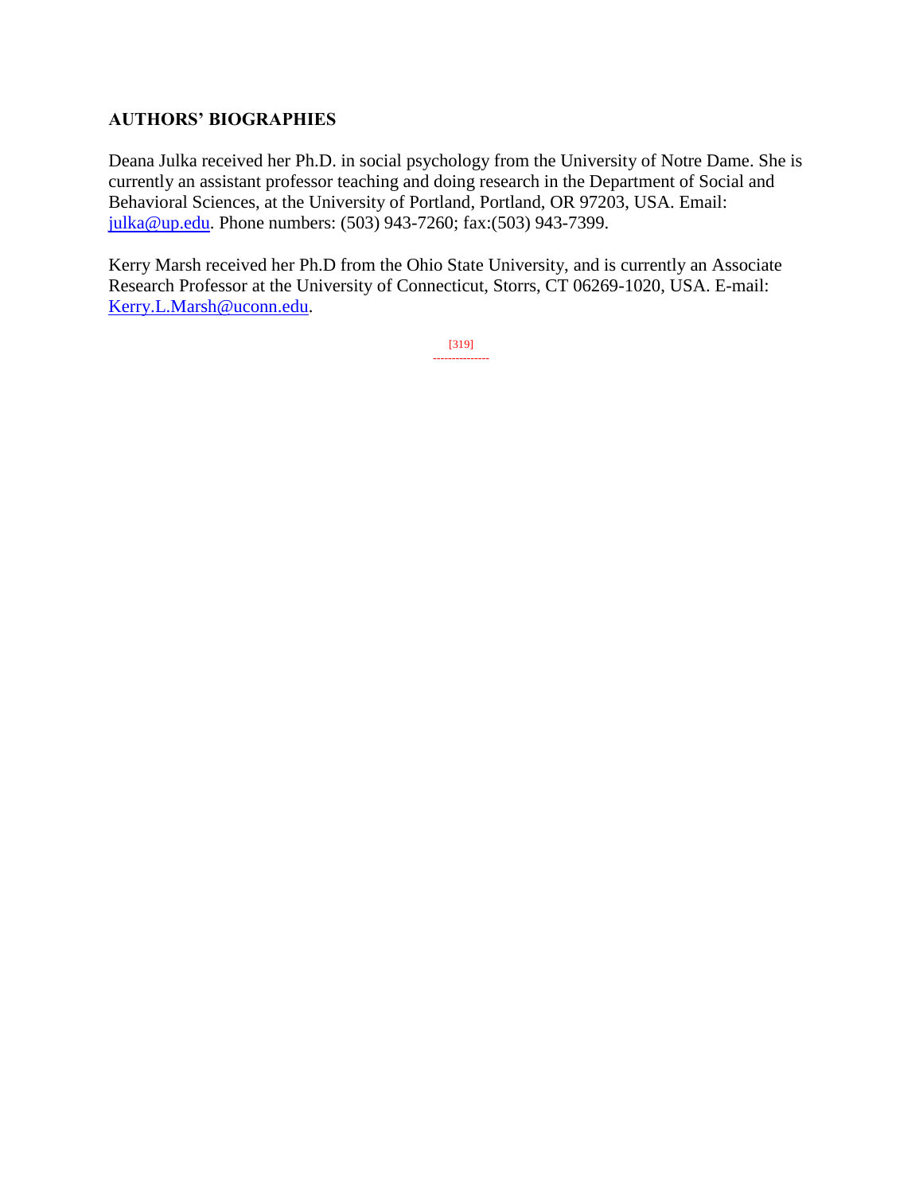## AUTHORS' BIOGRAPHIES

Deana Julka received her Ph.D. in social psychology from the University of Notre Dame. She is currently an assistant professor teaching and doing research in the Department of Social and Behavioral Sciences, at the University of Portland, Portland, OR 97203, USA. Email: julka@up.edu. Phone numbers: (503) 943-7260; fax:(503) 943-7399.

Kerry Marsh received her Ph.D from the Ohio State University, and is currently an Associate Research Professor at the University of Connecticut, Storrs, CT 06269-1020, USA. E-mail: Kerry.L.Marsh@uconn.edu.

[319]